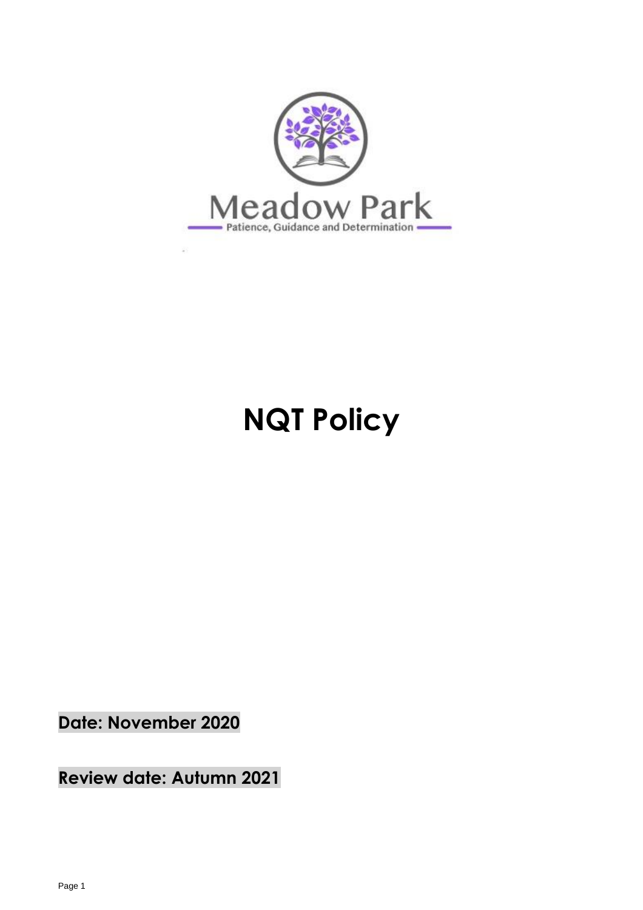Meadow Park

Patience, Guidance and Determination

# NQT Policy

**Date: November 2020**

**Review date: Autumn 2021**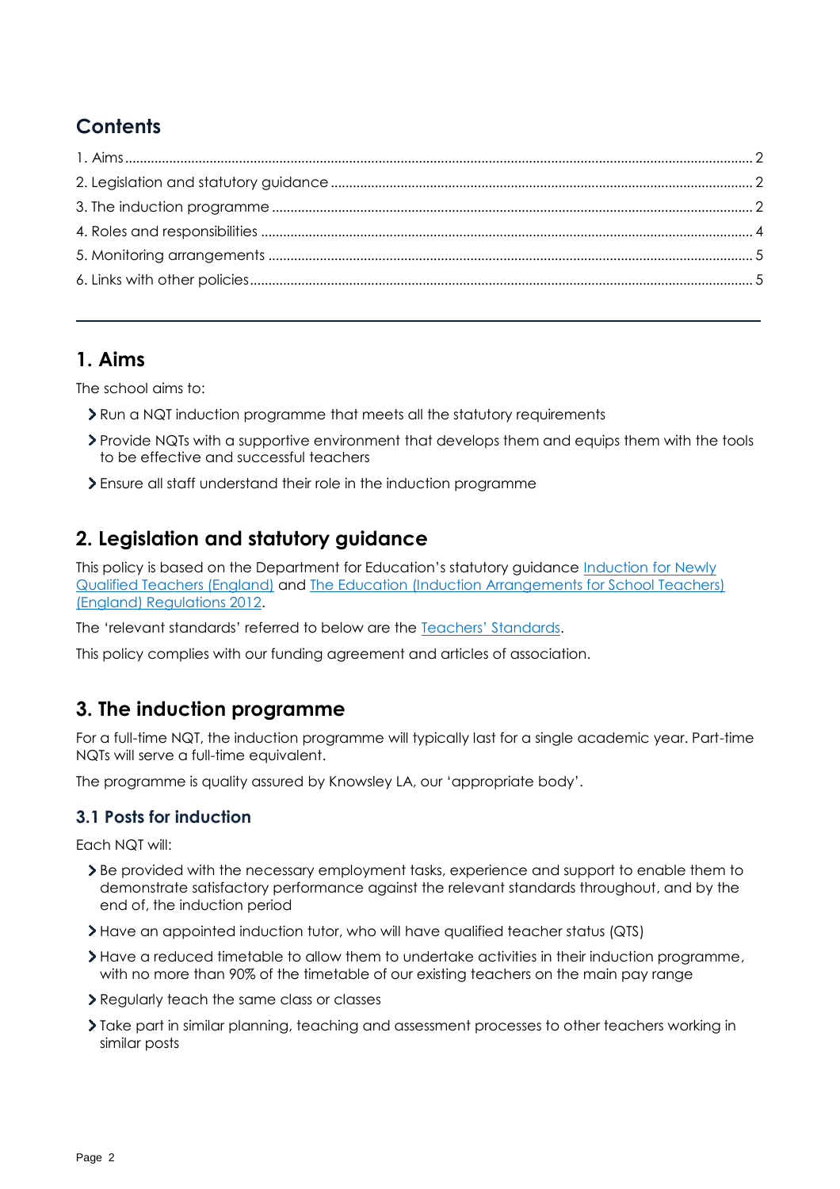## Contents

1. Aims ........ 2
2. Legislation and statutory guidance ........ 2
3. The induction programme ........ 2
4. Roles and responsibilities ........ 4
5. Monitoring arrangements ........ 5
6. Links with other policies ........ 5

---

## 1. Aims

The school aims to:

- Run a NQT induction programme that meets all the statutory requirements
- Provide NQTs with a supportive environment that develops them and equips them with the tools to be effective and successful teachers
- Ensure all staff understand their role in the induction programme

## 2. Legislation and statutory guidance

This policy is based on the Department for Education's statutory guidance Induction for Newly Qualified Teachers (England) and The Education (Induction Arrangements for School Teachers) (England) Regulations 2012.

The 'relevant standards' referred to below are the Teachers' Standards.

This policy complies with our funding agreement and articles of association.

## 3. The induction programme

For a full-time NQT, the induction programme will typically last for a single academic year. Part-time NQTs will serve a full-time equivalent.

The programme is quality assured by Knowsley LA, our 'appropriate body'.

### 3.1 Posts for induction

Each NQT will:

- Be provided with the necessary employment tasks, experience and support to enable them to demonstrate satisfactory performance against the relevant standards throughout, and by the end of, the induction period
- Have an appointed induction tutor, who will have qualified teacher status (QTS)
- Have a reduced timetable to allow them to undertake activities in their induction programme, with no more than 90% of the timetable of our existing teachers on the main pay range
- Regularly teach the same class or classes
- Take part in similar planning, teaching and assessment processes to other teachers working in similar posts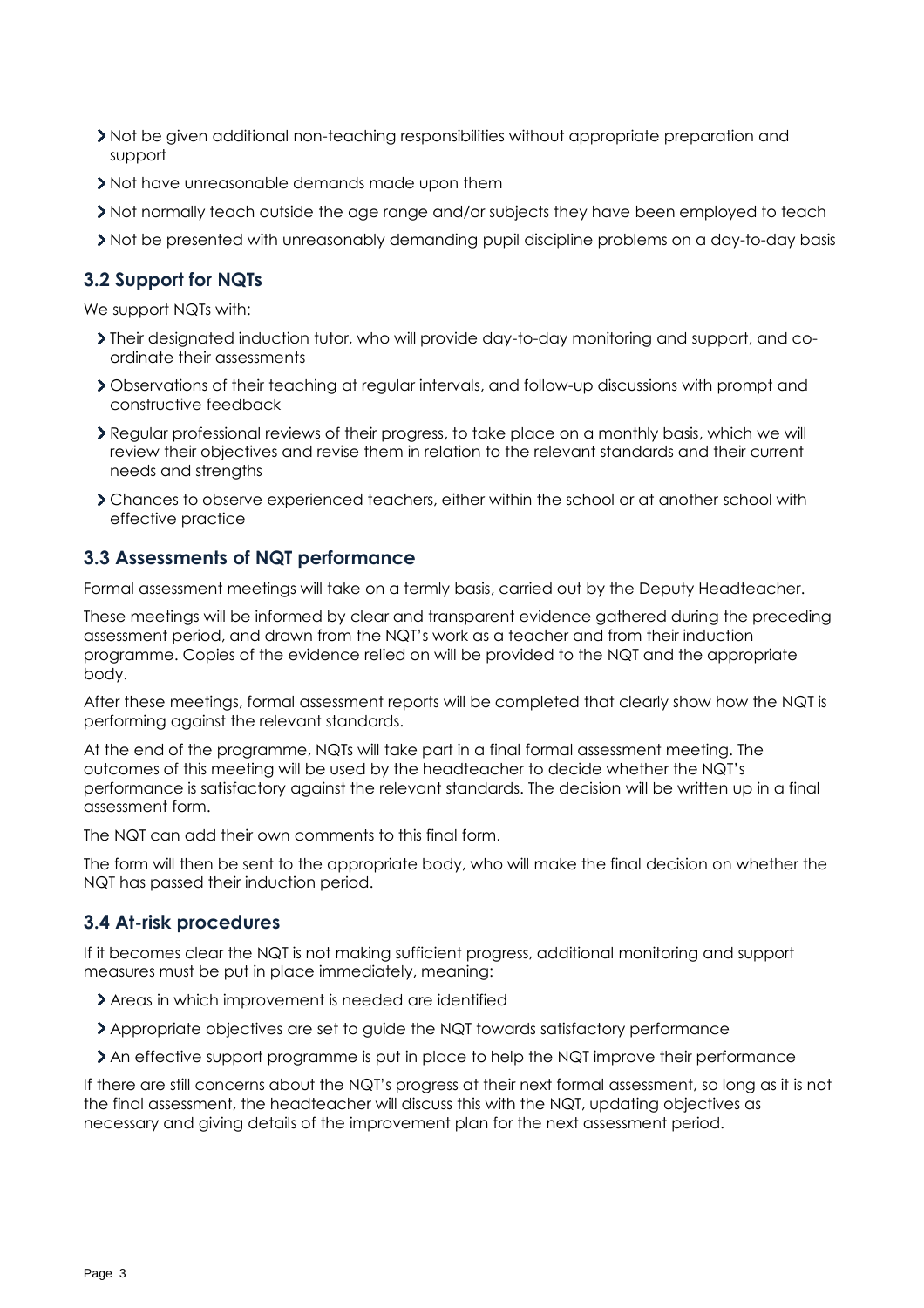- Not be given additional non-teaching responsibilities without appropriate preparation and support
- Not have unreasonable demands made upon them
- Not normally teach outside the age range and/or subjects they have been employed to teach
- Not be presented with unreasonably demanding pupil discipline problems on a day-to-day basis

### 3.2 Support for NQTs

We support NQTs with:

- Their designated induction tutor, who will provide day-to-day monitoring and support, and co-ordinate their assessments
- Observations of their teaching at regular intervals, and follow-up discussions with prompt and constructive feedback
- Regular professional reviews of their progress, to take place on a monthly basis, which we will review their objectives and revise them in relation to the relevant standards and their current needs and strengths
- Chances to observe experienced teachers, either within the school or at another school with effective practice

### 3.3 Assessments of NQT performance

Formal assessment meetings will take on a termly basis, carried out by the Deputy Headteacher.

These meetings will be informed by clear and transparent evidence gathered during the preceding assessment period, and drawn from the NQT's work as a teacher and from their induction programme. Copies of the evidence relied on will be provided to the NQT and the appropriate body.

After these meetings, formal assessment reports will be completed that clearly show how the NQT is performing against the relevant standards.

At the end of the programme, NQTs will take part in a final formal assessment meeting. The outcomes of this meeting will be used by the headteacher to decide whether the NQT's performance is satisfactory against the relevant standards. The decision will be written up in a final assessment form.

The NQT can add their own comments to this final form.

The form will then be sent to the appropriate body, who will make the final decision on whether the NQT has passed their induction period.

### 3.4 At-risk procedures

If it becomes clear the NQT is not making sufficient progress, additional monitoring and support measures must be put in place immediately, meaning:

- Areas in which improvement is needed are identified
- Appropriate objectives are set to guide the NQT towards satisfactory performance
- An effective support programme is put in place to help the NQT improve their performance

If there are still concerns about the NQT's progress at their next formal assessment, so long as it is not the final assessment, the headteacher will discuss this with the NQT, updating objectives as necessary and giving details of the improvement plan for the next assessment period.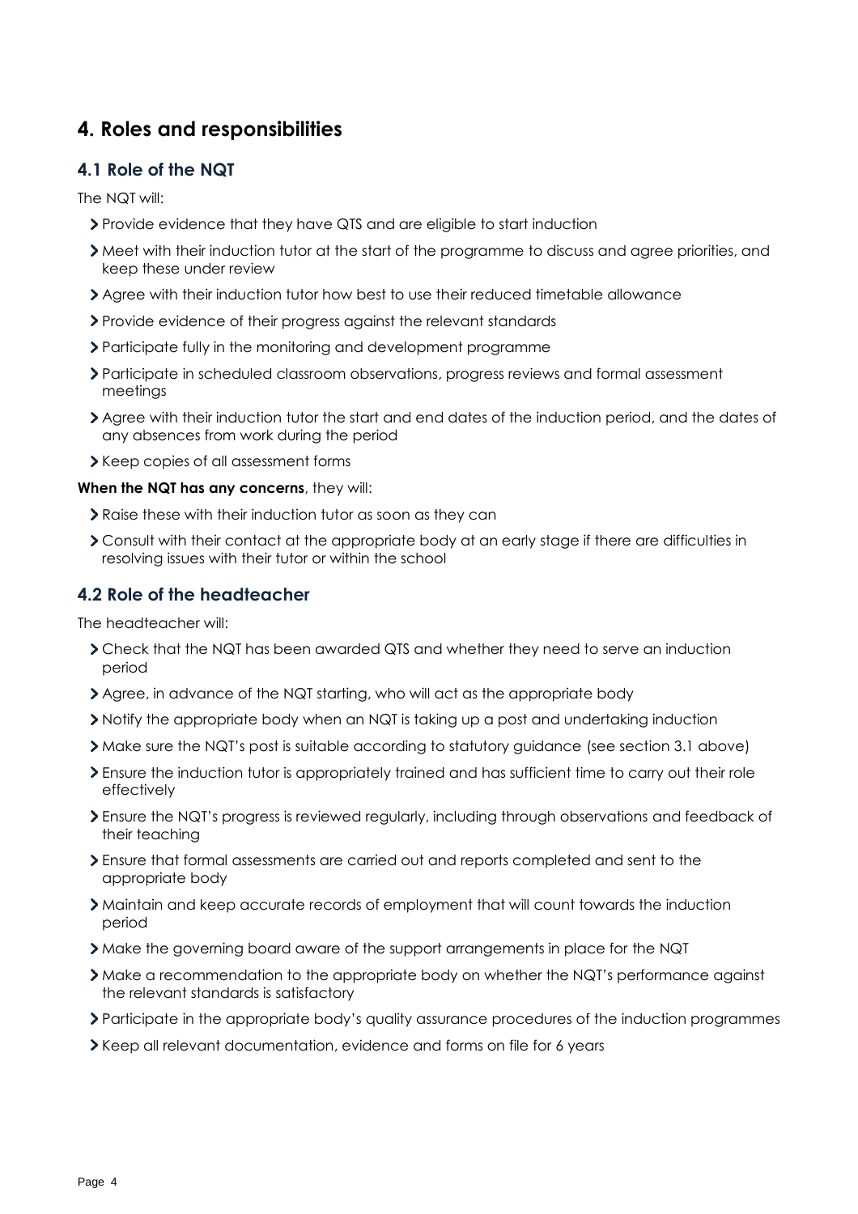## 4. Roles and responsibilities

### 4.1 Role of the NQT

The NQT will:

- Provide evidence that they have QTS and are eligible to start induction
- Meet with their induction tutor at the start of the programme to discuss and agree priorities, and keep these under review
- Agree with their induction tutor how best to use their reduced timetable allowance
- Provide evidence of their progress against the relevant standards
- Participate fully in the monitoring and development programme
- Participate in scheduled classroom observations, progress reviews and formal assessment meetings
- Agree with their induction tutor the start and end dates of the induction period, and the dates of any absences from work during the period
- Keep copies of all assessment forms

**When the NQT has any concerns**, they will:

- Raise these with their induction tutor as soon as they can
- Consult with their contact at the appropriate body at an early stage if there are difficulties in resolving issues with their tutor or within the school

### 4.2 Role of the headteacher

The headteacher will:

- Check that the NQT has been awarded QTS and whether they need to serve an induction period
- Agree, in advance of the NQT starting, who will act as the appropriate body
- Notify the appropriate body when an NQT is taking up a post and undertaking induction
- Make sure the NQT's post is suitable according to statutory guidance (see section 3.1 above)
- Ensure the induction tutor is appropriately trained and has sufficient time to carry out their role effectively
- Ensure the NQT's progress is reviewed regularly, including through observations and feedback of their teaching
- Ensure that formal assessments are carried out and reports completed and sent to the appropriate body
- Maintain and keep accurate records of employment that will count towards the induction period
- Make the governing board aware of the support arrangements in place for the NQT
- Make a recommendation to the appropriate body on whether the NQT's performance against the relevant standards is satisfactory
- Participate in the appropriate body's quality assurance procedures of the induction programmes
- Keep all relevant documentation, evidence and forms on file for 6 years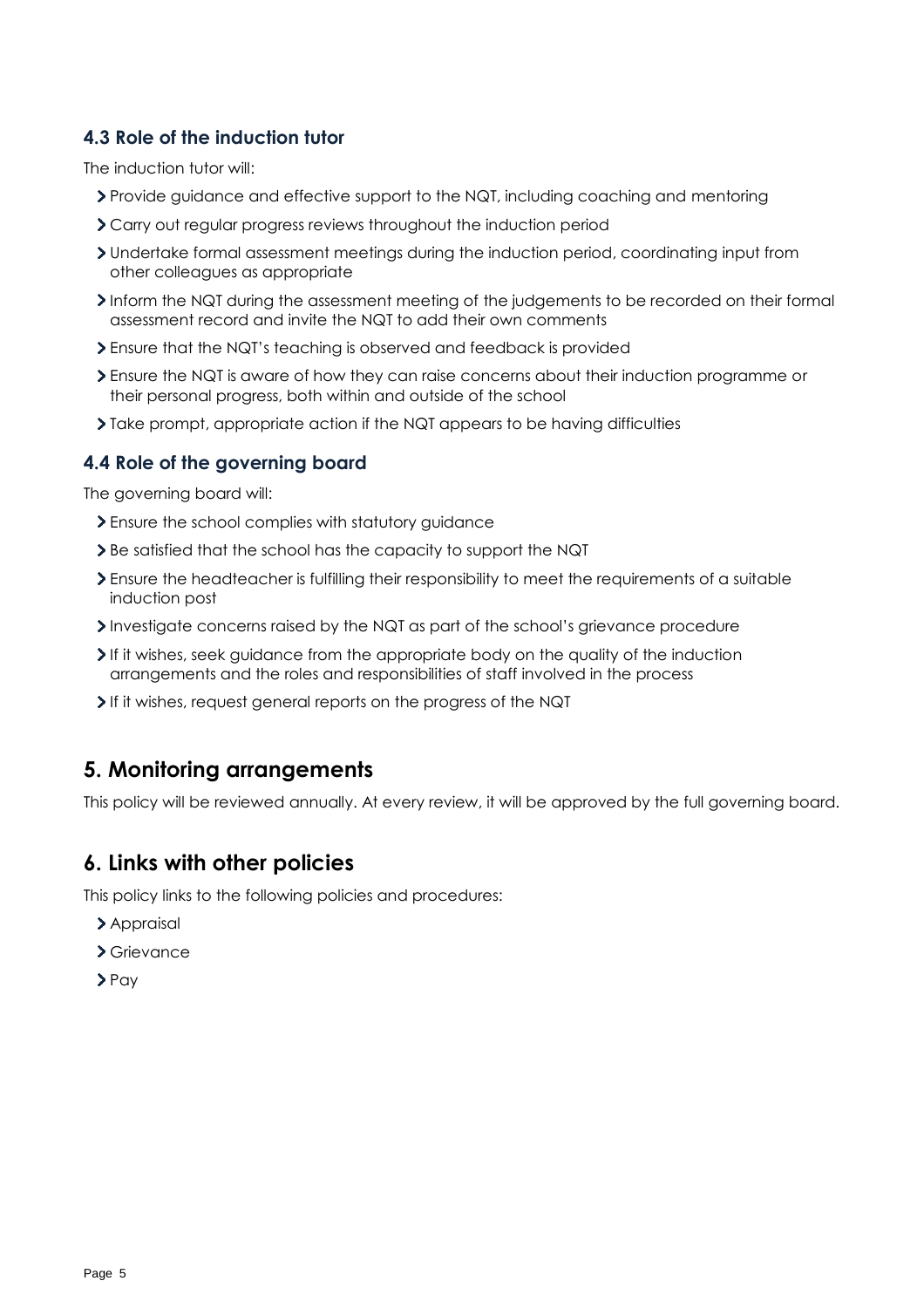### 4.3 Role of the induction tutor

The induction tutor will:

- Provide guidance and effective support to the NQT, including coaching and mentoring
- Carry out regular progress reviews throughout the induction period
- Undertake formal assessment meetings during the induction period, coordinating input from other colleagues as appropriate
- Inform the NQT during the assessment meeting of the judgements to be recorded on their formal assessment record and invite the NQT to add their own comments
- Ensure that the NQT's teaching is observed and feedback is provided
- Ensure the NQT is aware of how they can raise concerns about their induction programme or their personal progress, both within and outside of the school
- Take prompt, appropriate action if the NQT appears to be having difficulties

### 4.4 Role of the governing board

The governing board will:

- Ensure the school complies with statutory guidance
- Be satisfied that the school has the capacity to support the NQT
- Ensure the headteacher is fulfilling their responsibility to meet the requirements of a suitable induction post
- Investigate concerns raised by the NQT as part of the school's grievance procedure
- If it wishes, seek guidance from the appropriate body on the quality of the induction arrangements and the roles and responsibilities of staff involved in the process
- If it wishes, request general reports on the progress of the NQT

## 5. Monitoring arrangements

This policy will be reviewed annually. At every review, it will be approved by the full governing board.

## 6. Links with other policies

This policy links to the following policies and procedures:

- Appraisal
- Grievance
- Pay